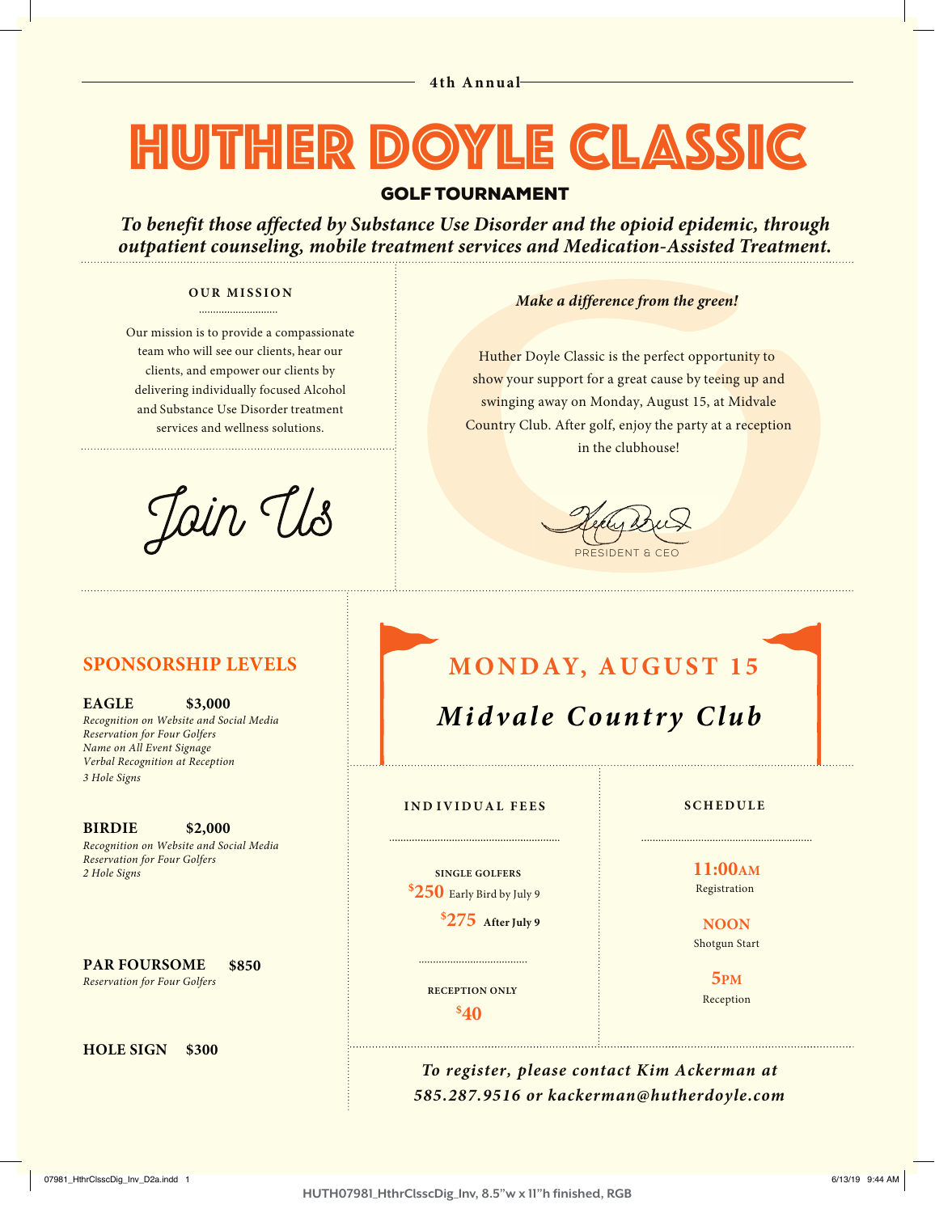4th Annual

# HUTHER DOYLE CLASSIC

## GOLF TOURNAMENT

***To benefit those affected by Substance Use Disorder and the opioid epidemic, through outpatient counseling, mobile treatment services and Medication-Assisted Treatment.***

### OUR MISSION

Our mission is to provide a compassionate team who will see our clients, hear our clients, and empower our clients by delivering individually focused Alcohol and Substance Use Disorder treatment services and wellness solutions.

Join Us

***Make a difference from the green!***

Huther Doyle Classic is the perfect opportunity to show your support for a great cause by teeing up and swinging away on Monday, August 15, at Midvale Country Club. After golf, enjoy the party at a reception in the clubhouse!

PRESIDENT & CEO

## SPONSORSHIP LEVELS

**EAGLE $3,000**

*Recognition on Website and Social Media*
*Reservation for Four Golfers*
*Name on All Event Signage*
*Verbal Recognition at Reception*
*3 Hole Signs*

**BIRDIE $2,000**

*Recognition on Website and Social Media*
*Reservation for Four Golfers*
*2 Hole Signs*

**PAR FOURSOME $850**

*Reservation for Four Golfers*

**HOLE SIGN $300**

## MONDAY, AUGUST 15

## *Midvale Country Club*

### INDIVIDUAL FEES

**SINGLE GOLFERS**

**$250** Early Bird by July 9

**$275** **After July 9**

**RECEPTION ONLY**

**$40**

### SCHEDULE

**11:00AM**
Registration

**NOON**
Shotgun Start

**5PM**
Reception

***To register, please contact Kim Ackerman at 585.287.9516 or kackerman@hutherdoyle.com***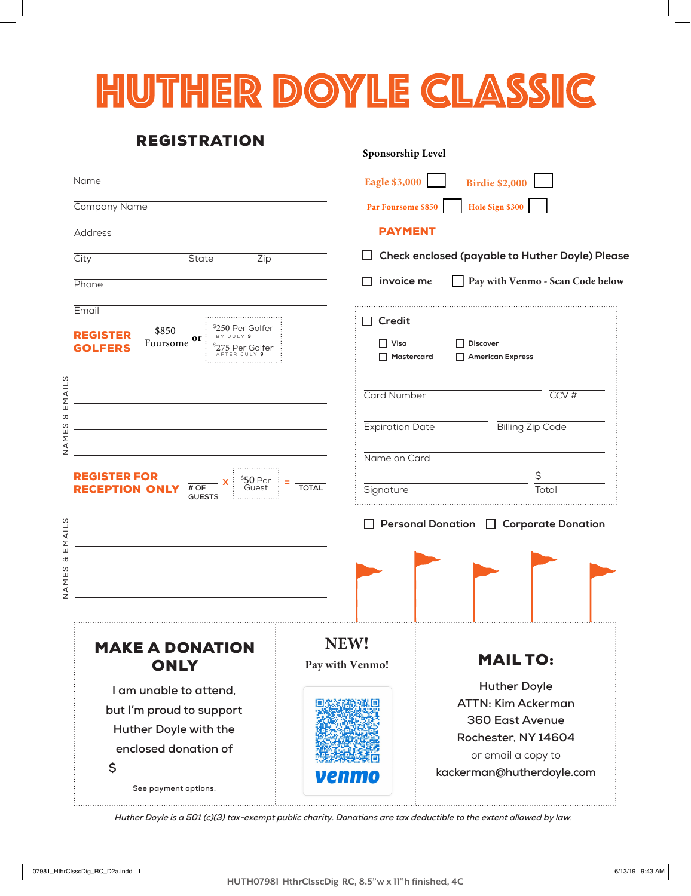# HUTHER DOYLE CLASSIC

## REGISTRATION

Name

Company Name

Address

City State Zip

Phone

Email

**REGISTER GOLFERS** $850 Foursome or $250 Per Golfer BY JULY 9 / $275 Per Golfer AFTER JULY 9

NAMES & EMAILS

**REGISTER FOR RECEPTION ONLY** # OF GUESTS x $50 Per Guest = TOTAL

NAMES & EMAILS

**Sponsorship Level**

Eagle $3,000 ☐ Birdie $2,000 ☐

Par Foursome $850 ☐ Hole Sign $300 ☐

**PAYMENT**

☐ Check enclosed (payable to Huther Doyle) Please

☐ invoice me ☐ Pay with Venmo - Scan Code below

☐ Credit

☐ Visa ☐ Discover

☐ Mastercard ☐ American Express

Card Number CCV #

Expiration Date Billing Zip Code

Name on Card

Signature $ Total

☐ Personal Donation ☐ Corporate Donation

## MAKE A DONATION ONLY

I am unable to attend, but I'm proud to support Huther Doyle with the enclosed donation of

$ ______________

See payment options.

**NEW!**

**Pay with Venmo!**

venmo

## MAIL TO:

Huther Doyle
ATTN: Kim Ackerman
360 East Avenue
Rochester, NY 14604

or email a copy to
kackerman@hutherdoyle.com

*Huther Doyle is a 501 (c)(3) tax-exempt public charity. Donations are tax deductible to the extent allowed by law.*